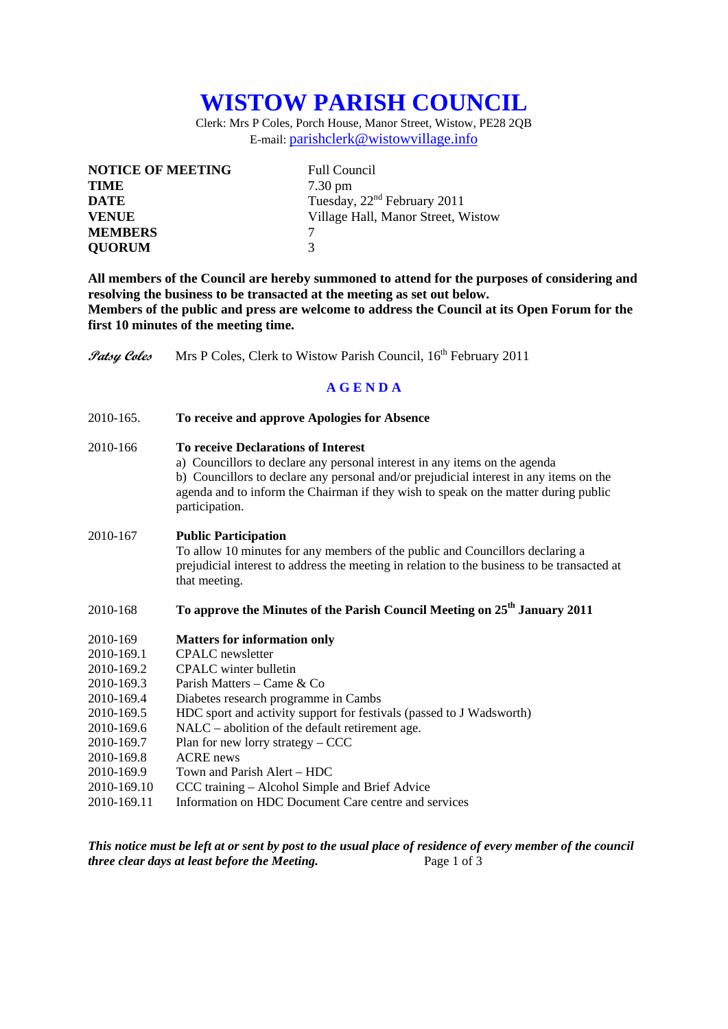# WISTOW PARISH COUNCIL

Clerk: Mrs P Coles, Porch House, Manor Street, Wistow, PE28 2QB
E-mail: parishclerk@wistowvillage.info

| | |
|---|---|
| **NOTICE OF MEETING** | Full Council |
| **TIME** | 7.30 pm |
| **DATE** | Tuesday, 22nd February 2011 |
| **VENUE** | Village Hall, Manor Street, Wistow |
| **MEMBERS** | 7 |
| **QUORUM** | 3 |

**All members of the Council are hereby summoned to attend for the purposes of considering and resolving the business to be transacted at the meeting as set out below.**
**Members of the public and press are welcome to address the Council at its Open Forum for the first 10 minutes of the meeting time.**

*Patsy Coles* Mrs P Coles, Clerk to Wistow Parish Council, 16th February 2011

## A G E N D A

2010-165. **To receive and approve Apologies for Absence**

2010-166 **To receive Declarations of Interest**
a) Councillors to declare any personal interest in any items on the agenda
b) Councillors to declare any personal and/or prejudicial interest in any items on the agenda and to inform the Chairman if they wish to speak on the matter during public participation.

2010-167 **Public Participation**
To allow 10 minutes for any members of the public and Councillors declaring a prejudicial interest to address the meeting in relation to the business to be transacted at that meeting.

2010-168 **To approve the Minutes of the Parish Council Meeting on 25th January 2011**

2010-169 **Matters for information only**
2010-169.1 CPALC newsletter
2010-169.2 CPALC winter bulletin
2010-169.3 Parish Matters – Came & Co
2010-169.4 Diabetes research programme in Cambs
2010-169.5 HDC sport and activity support for festivals (passed to J Wadsworth)
2010-169.6 NALC – abolition of the default retirement age.
2010-169.7 Plan for new lorry strategy – CCC
2010-169.8 ACRE news
2010-169.9 Town and Parish Alert – HDC
2010-169.10 CCC training – Alcohol Simple and Brief Advice
2010-169.11 Information on HDC Document Care centre and services

***This notice must be left at or sent by post to the usual place of residence of every member of the council three clear days at least before the Meeting.***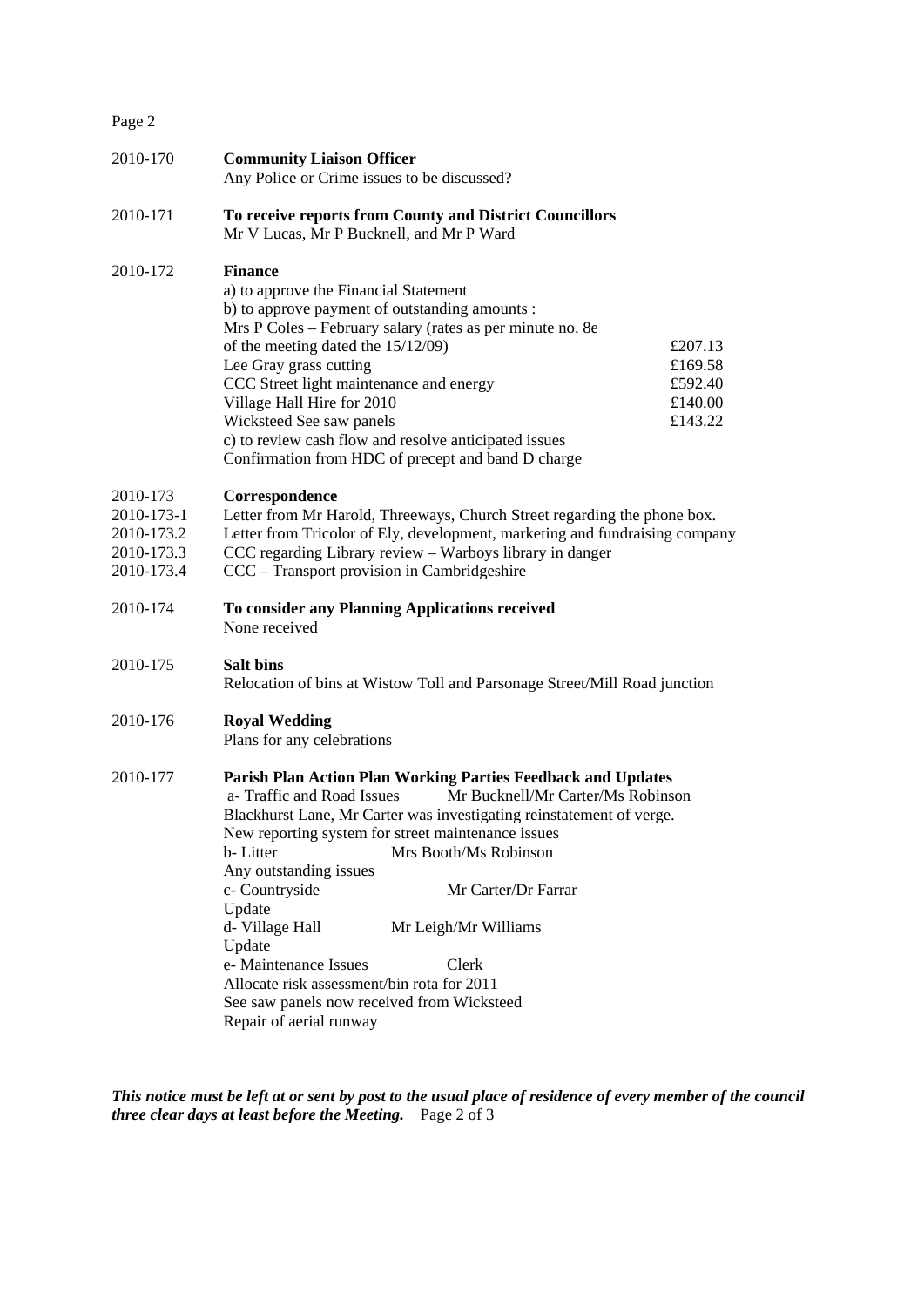2010-170 **Community Liaison Officer**
Any Police or Crime issues to be discussed?

2010-171 **To receive reports from County and District Councillors**
Mr V Lucas, Mr P Bucknell, and Mr P Ward

2010-172 **Finance**

a) to approve the Financial Statement

b) to approve payment of outstanding amounts :

| | |
|---|---|
| Mrs P Coles – February salary (rates as per minute no. 8e of the meeting dated the 15/12/09) | £207.13 |
| Lee Gray grass cutting | £169.58 |
| CCC Street light maintenance and energy | £592.40 |
| Village Hall Hire for 2010 | £140.00 |
| Wicksteed See saw panels | £143.22 |

c) to review cash flow and resolve anticipated issues
Confirmation from HDC of precept and band D charge

2010-173 **Correspondence**

2010-173-1 Letter from Mr Harold, Threeways, Church Street regarding the phone box.

2010-173.2 Letter from Tricolor of Ely, development, marketing and fundraising company

2010-173.3 CCC regarding Library review – Warboys library in danger

2010-173.4 CCC – Transport provision in Cambridgeshire

2010-174 **To consider any Planning Applications received**
None received

2010-175 **Salt bins**
Relocation of bins at Wistow Toll and Parsonage Street/Mill Road junction

2010-176 **Royal Wedding**
Plans for any celebrations

2010-177 **Parish Plan Action Plan Working Parties Feedback and Updates**

a- Traffic and Road Issues — Mr Bucknell/Mr Carter/Ms Robinson
Blackhurst Lane, Mr Carter was investigating reinstatement of verge.
New reporting system for street maintenance issues

b- Litter — Mrs Booth/Ms Robinson
Any outstanding issues

c- Countryside — Mr Carter/Dr Farrar
Update

d- Village Hall — Mr Leigh/Mr Williams
Update

e- Maintenance Issues — Clerk
Allocate risk assessment/bin rota for 2011
See saw panels now received from Wicksteed
Repair of aerial runway

***This notice must be left at or sent by post to the usual place of residence of every member of the council three clear days at least before the Meeting.***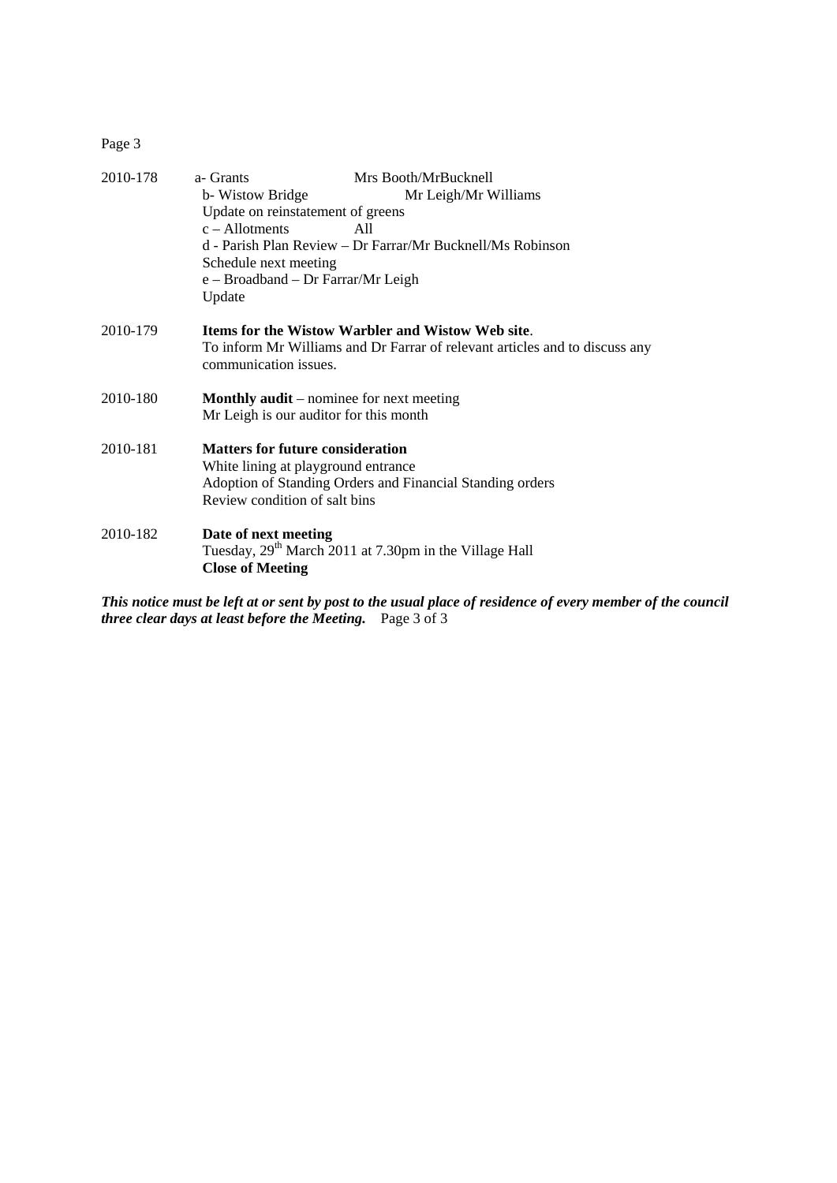2010-178 a- Grants Mrs Booth/MrBucknell
b- Wistow Bridge Mr Leigh/Mr Williams
Update on reinstatement of greens
c – Allotments All
d - Parish Plan Review – Dr Farrar/Mr Bucknell/Ms Robinson
Schedule next meeting
e – Broadband – Dr Farrar/Mr Leigh
Update

2010-179 **Items for the Wistow Warbler and Wistow Web site**.
To inform Mr Williams and Dr Farrar of relevant articles and to discuss any communication issues.

2010-180 **Monthly audit** – nominee for next meeting
Mr Leigh is our auditor for this month

2010-181 **Matters for future consideration**
White lining at playground entrance
Adoption of Standing Orders and Financial Standing orders
Review condition of salt bins

2010-182 **Date of next meeting**
Tuesday, 29th March 2011 at 7.30pm in the Village Hall
**Close of Meeting**

***This notice must be left at or sent by post to the usual place of residence of every member of the council three clear days at least before the Meeting.***